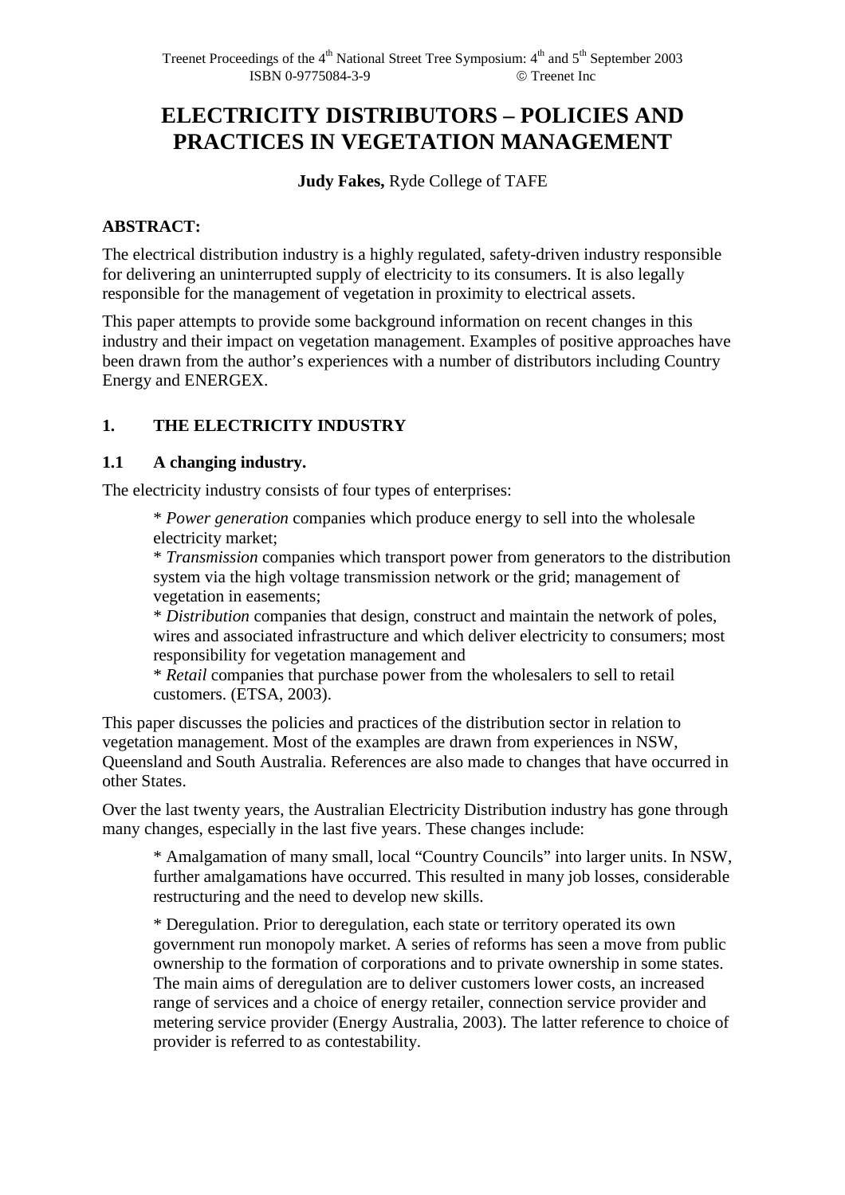# ELECTRICITY DISTRIBUTORS – POLICIES AND PRACTICES IN VEGETATION MANAGEMENT

**Judy Fakes,** Ryde College of TAFE

**ABSTRACT:**

The electrical distribution industry is a highly regulated, safety-driven industry responsible for delivering an uninterrupted supply of electricity to its consumers. It is also legally responsible for the management of vegetation in proximity to electrical assets.

This paper attempts to provide some background information on recent changes in this industry and their impact on vegetation management. Examples of positive approaches have been drawn from the author's experiences with a number of distributors including Country Energy and ENERGEX.

## 1. THE ELECTRICITY INDUSTRY

### 1.1 A changing industry.

The electricity industry consists of four types of enterprises:

> * *Power generation* companies which produce energy to sell into the wholesale electricity market;
> * *Transmission* companies which transport power from generators to the distribution system via the high voltage transmission network or the grid; management of vegetation in easements;
> * *Distribution* companies that design, construct and maintain the network of poles, wires and associated infrastructure and which deliver electricity to consumers; most responsibility for vegetation management and
> * *Retail* companies that purchase power from the wholesalers to sell to retail customers. (ETSA, 2003).

This paper discusses the policies and practices of the distribution sector in relation to vegetation management. Most of the examples are drawn from experiences in NSW, Queensland and South Australia. References are also made to changes that have occurred in other States.

Over the last twenty years, the Australian Electricity Distribution industry has gone through many changes, especially in the last five years. These changes include:

> * Amalgamation of many small, local "Country Councils" into larger units. In NSW, further amalgamations have occurred. This resulted in many job losses, considerable restructuring and the need to develop new skills.
>
> * Deregulation. Prior to deregulation, each state or territory operated its own government run monopoly market. A series of reforms has seen a move from public ownership to the formation of corporations and to private ownership in some states. The main aims of deregulation are to deliver customers lower costs, an increased range of services and a choice of energy retailer, connection service provider and metering service provider (Energy Australia, 2003). The latter reference to choice of provider is referred to as contestability.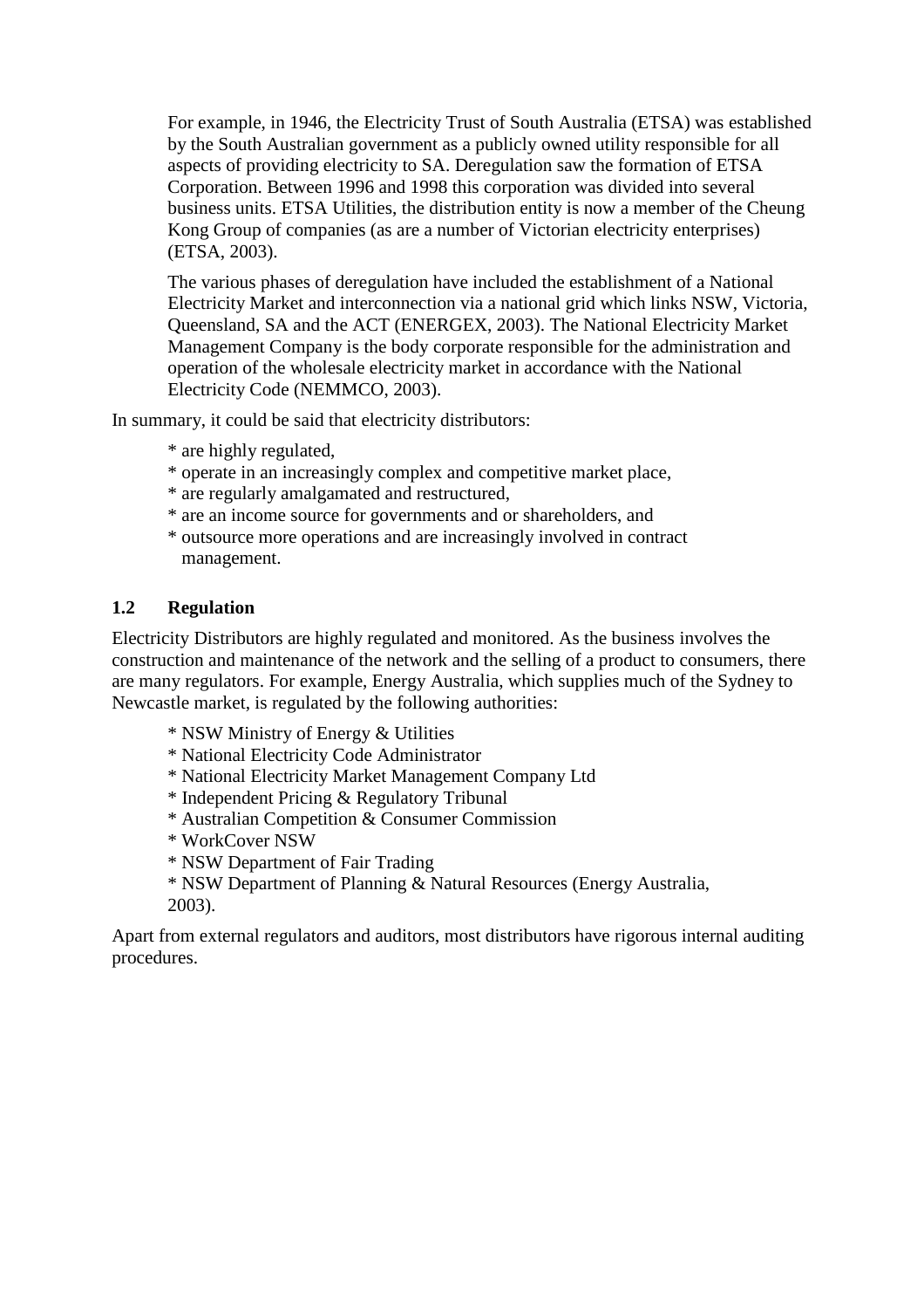For example, in 1946, the Electricity Trust of South Australia (ETSA) was established by the South Australian government as a publicly owned utility responsible for all aspects of providing electricity to SA. Deregulation saw the formation of ETSA Corporation. Between 1996 and 1998 this corporation was divided into several business units. ETSA Utilities, the distribution entity is now a member of the Cheung Kong Group of companies (as are a number of Victorian electricity enterprises) (ETSA, 2003).

The various phases of deregulation have included the establishment of a National Electricity Market and interconnection via a national grid which links NSW, Victoria, Queensland, SA and the ACT (ENERGEX, 2003). The National Electricity Market Management Company is the body corporate responsible for the administration and operation of the wholesale electricity market in accordance with the National Electricity Code (NEMMCO, 2003).

In summary, it could be said that electricity distributors:

* are highly regulated,
* operate in an increasingly complex and competitive market place,
* are regularly amalgamated and restructured,
* are an income source for governments and or shareholders, and
* outsource more operations and are increasingly involved in contract management.

### 1.2 Regulation

Electricity Distributors are highly regulated and monitored. As the business involves the construction and maintenance of the network and the selling of a product to consumers, there are many regulators. For example, Energy Australia, which supplies much of the Sydney to Newcastle market, is regulated by the following authorities:

* NSW Ministry of Energy & Utilities
* National Electricity Code Administrator
* National Electricity Market Management Company Ltd
* Independent Pricing & Regulatory Tribunal
* Australian Competition & Consumer Commission
* WorkCover NSW
* NSW Department of Fair Trading
* NSW Department of Planning & Natural Resources (Energy Australia, 2003).

Apart from external regulators and auditors, most distributors have rigorous internal auditing procedures.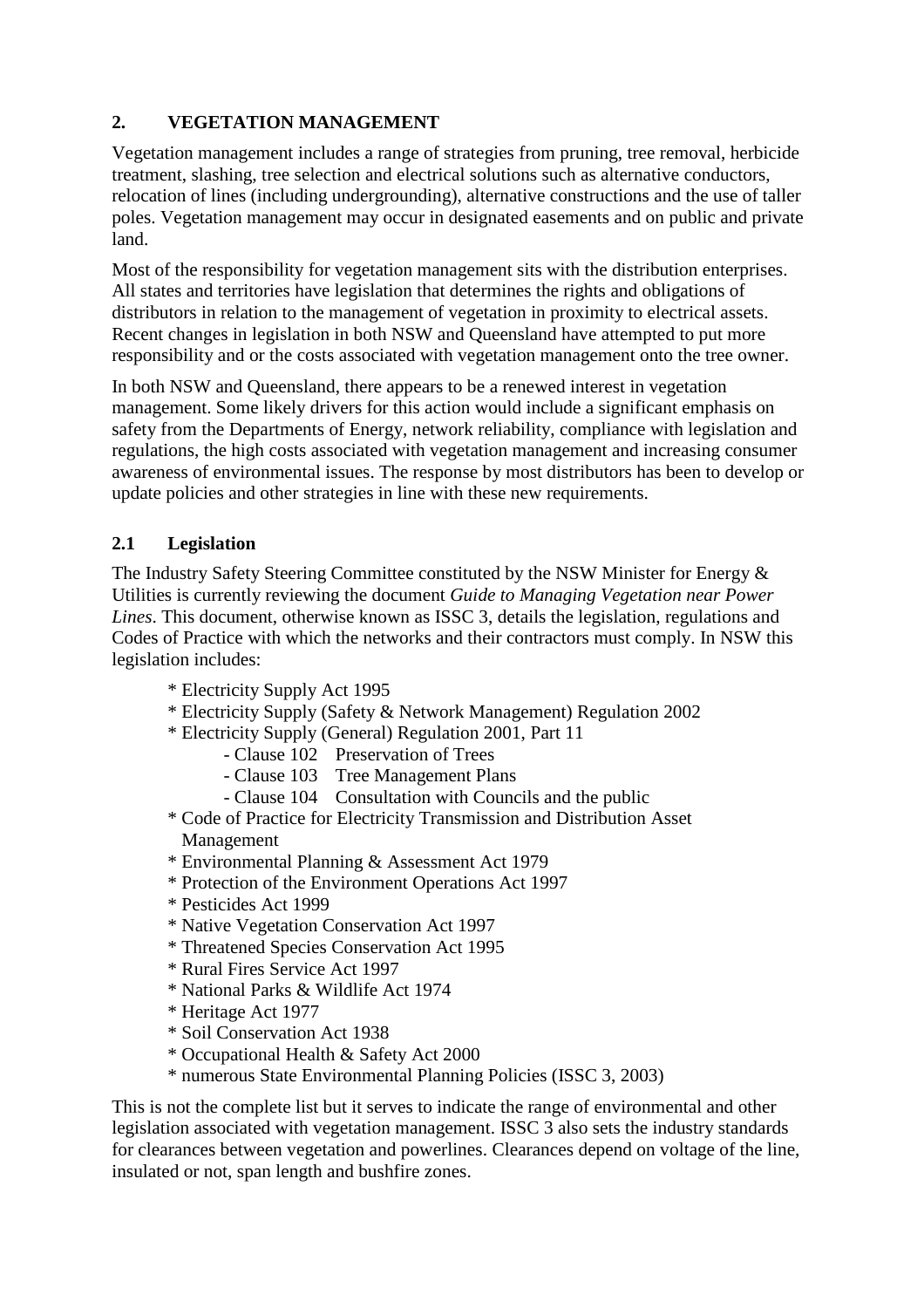## 2. VEGETATION MANAGEMENT

Vegetation management includes a range of strategies from pruning, tree removal, herbicide treatment, slashing, tree selection and electrical solutions such as alternative conductors, relocation of lines (including undergrounding), alternative constructions and the use of taller poles. Vegetation management may occur in designated easements and on public and private land.

Most of the responsibility for vegetation management sits with the distribution enterprises. All states and territories have legislation that determines the rights and obligations of distributors in relation to the management of vegetation in proximity to electrical assets. Recent changes in legislation in both NSW and Queensland have attempted to put more responsibility and or the costs associated with vegetation management onto the tree owner.

In both NSW and Queensland, there appears to be a renewed interest in vegetation management. Some likely drivers for this action would include a significant emphasis on safety from the Departments of Energy, network reliability, compliance with legislation and regulations, the high costs associated with vegetation management and increasing consumer awareness of environmental issues. The response by most distributors has been to develop or update policies and other strategies in line with these new requirements.

### 2.1 Legislation

The Industry Safety Steering Committee constituted by the NSW Minister for Energy & Utilities is currently reviewing the document *Guide to Managing Vegetation near Power Lines*. This document, otherwise known as ISSC 3, details the legislation, regulations and Codes of Practice with which the networks and their contractors must comply. In NSW this legislation includes:

* Electricity Supply Act 1995
* Electricity Supply (Safety & Network Management) Regulation 2002
* Electricity Supply (General) Regulation 2001, Part 11
    - Clause 102 Preservation of Trees
    - Clause 103 Tree Management Plans
    - Clause 104 Consultation with Councils and the public
* Code of Practice for Electricity Transmission and Distribution Asset Management
* Environmental Planning & Assessment Act 1979
* Protection of the Environment Operations Act 1997
* Pesticides Act 1999
* Native Vegetation Conservation Act 1997
* Threatened Species Conservation Act 1995
* Rural Fires Service Act 1997
* National Parks & Wildlife Act 1974
* Heritage Act 1977
* Soil Conservation Act 1938
* Occupational Health & Safety Act 2000
* numerous State Environmental Planning Policies (ISSC 3, 2003)

This is not the complete list but it serves to indicate the range of environmental and other legislation associated with vegetation management. ISSC 3 also sets the industry standards for clearances between vegetation and powerlines. Clearances depend on voltage of the line, insulated or not, span length and bushfire zones.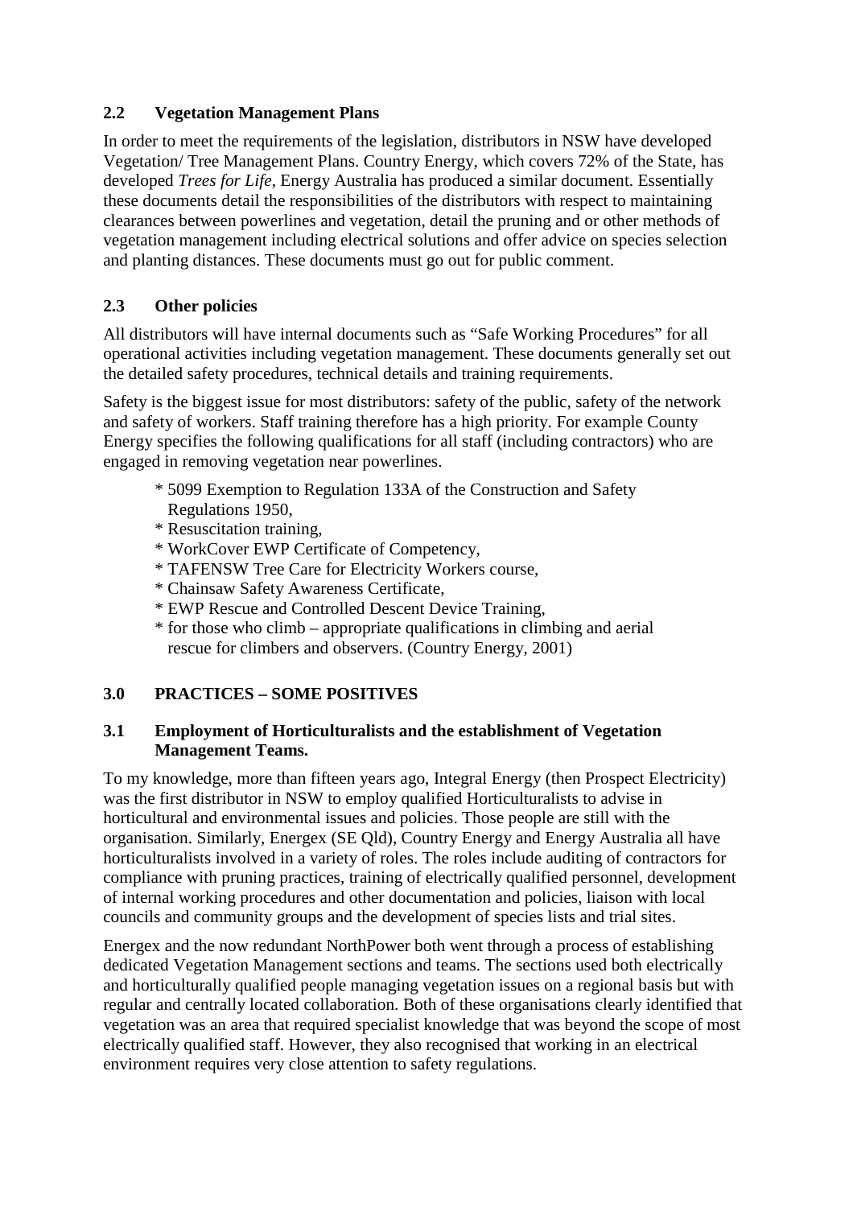## 2.2 Vegetation Management Plans

In order to meet the requirements of the legislation, distributors in NSW have developed Vegetation/ Tree Management Plans. Country Energy, which covers 72% of the State, has developed *Trees for Life*, Energy Australia has produced a similar document. Essentially these documents detail the responsibilities of the distributors with respect to maintaining clearances between powerlines and vegetation, detail the pruning and or other methods of vegetation management including electrical solutions and offer advice on species selection and planting distances. These documents must go out for public comment.

## 2.3 Other policies

All distributors will have internal documents such as "Safe Working Procedures" for all operational activities including vegetation management. These documents generally set out the detailed safety procedures, technical details and training requirements.

Safety is the biggest issue for most distributors: safety of the public, safety of the network and safety of workers. Staff training therefore has a high priority. For example County Energy specifies the following qualifications for all staff (including contractors) who are engaged in removing vegetation near powerlines.

- 5099 Exemption to Regulation 133A of the Construction and Safety Regulations 1950,
- Resuscitation training,
- WorkCover EWP Certificate of Competency,
- TAFENSW Tree Care for Electricity Workers course,
- Chainsaw Safety Awareness Certificate,
- EWP Rescue and Controlled Descent Device Training,
- for those who climb – appropriate qualifications in climbing and aerial rescue for climbers and observers. (Country Energy, 2001)

# 3.0 PRACTICES – SOME POSITIVES

## 3.1 Employment of Horticulturalists and the establishment of Vegetation Management Teams.

To my knowledge, more than fifteen years ago, Integral Energy (then Prospect Electricity) was the first distributor in NSW to employ qualified Horticulturalists to advise in horticultural and environmental issues and policies. Those people are still with the organisation. Similarly, Energex (SE Qld), Country Energy and Energy Australia all have horticulturalists involved in a variety of roles. The roles include auditing of contractors for compliance with pruning practices, training of electrically qualified personnel, development of internal working procedures and other documentation and policies, liaison with local councils and community groups and the development of species lists and trial sites.

Energex and the now redundant NorthPower both went through a process of establishing dedicated Vegetation Management sections and teams. The sections used both electrically and horticulturally qualified people managing vegetation issues on a regional basis but with regular and centrally located collaboration. Both of these organisations clearly identified that vegetation was an area that required specialist knowledge that was beyond the scope of most electrically qualified staff. However, they also recognised that working in an electrical environment requires very close attention to safety regulations.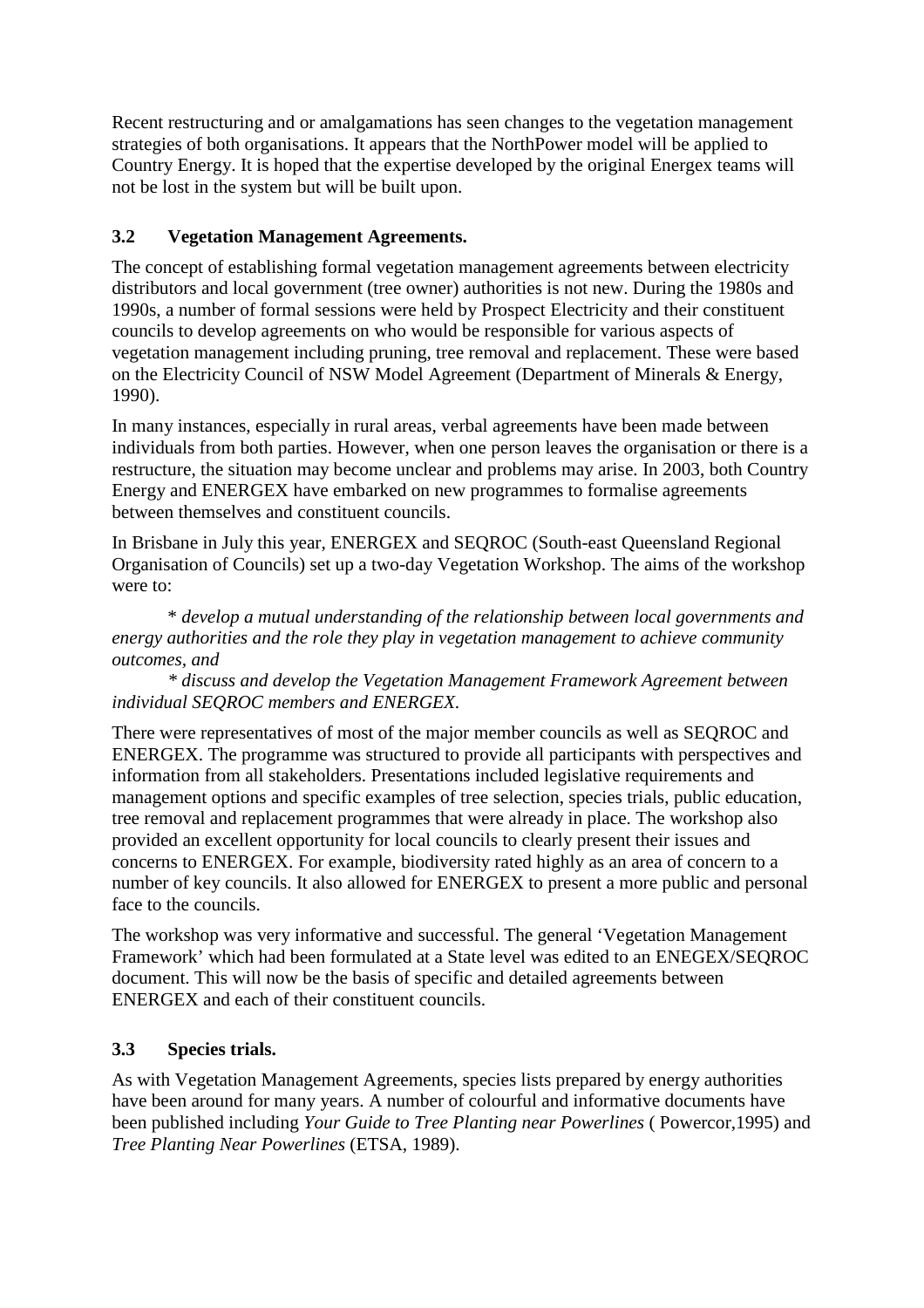Recent restructuring and or amalgamations has seen changes to the vegetation management strategies of both organisations. It appears that the NorthPower model will be applied to Country Energy. It is hoped that the expertise developed by the original Energex teams will not be lost in the system but will be built upon.

### 3.2 Vegetation Management Agreements.

The concept of establishing formal vegetation management agreements between electricity distributors and local government (tree owner) authorities is not new. During the 1980s and 1990s, a number of formal sessions were held by Prospect Electricity and their constituent councils to develop agreements on who would be responsible for various aspects of vegetation management including pruning, tree removal and replacement. These were based on the Electricity Council of NSW Model Agreement (Department of Minerals & Energy, 1990).

In many instances, especially in rural areas, verbal agreements have been made between individuals from both parties. However, when one person leaves the organisation or there is a restructure, the situation may become unclear and problems may arise. In 2003, both Country Energy and ENERGEX have embarked on new programmes to formalise agreements between themselves and constituent councils.

In Brisbane in July this year, ENERGEX and SEQROC (South-east Queensland Regional Organisation of Councils) set up a two-day Vegetation Workshop. The aims of the workshop were to:

* *develop a mutual understanding of the relationship between local governments and energy authorities and the role they play in vegetation management to achieve community outcomes, and*
* *discuss and develop the Vegetation Management Framework Agreement between individual SEQROC members and ENERGEX.*

There were representatives of most of the major member councils as well as SEQROC and ENERGEX. The programme was structured to provide all participants with perspectives and information from all stakeholders. Presentations included legislative requirements and management options and specific examples of tree selection, species trials, public education, tree removal and replacement programmes that were already in place. The workshop also provided an excellent opportunity for local councils to clearly present their issues and concerns to ENERGEX. For example, biodiversity rated highly as an area of concern to a number of key councils. It also allowed for ENERGEX to present a more public and personal face to the councils.

The workshop was very informative and successful. The general 'Vegetation Management Framework' which had been formulated at a State level was edited to an ENEGEX/SEQROC document. This will now be the basis of specific and detailed agreements between ENERGEX and each of their constituent councils.

### 3.3 Species trials.

As with Vegetation Management Agreements, species lists prepared by energy authorities have been around for many years. A number of colourful and informative documents have been published including *Your Guide to Tree Planting near Powerlines* ( Powercor,1995) and *Tree Planting Near Powerlines* (ETSA, 1989).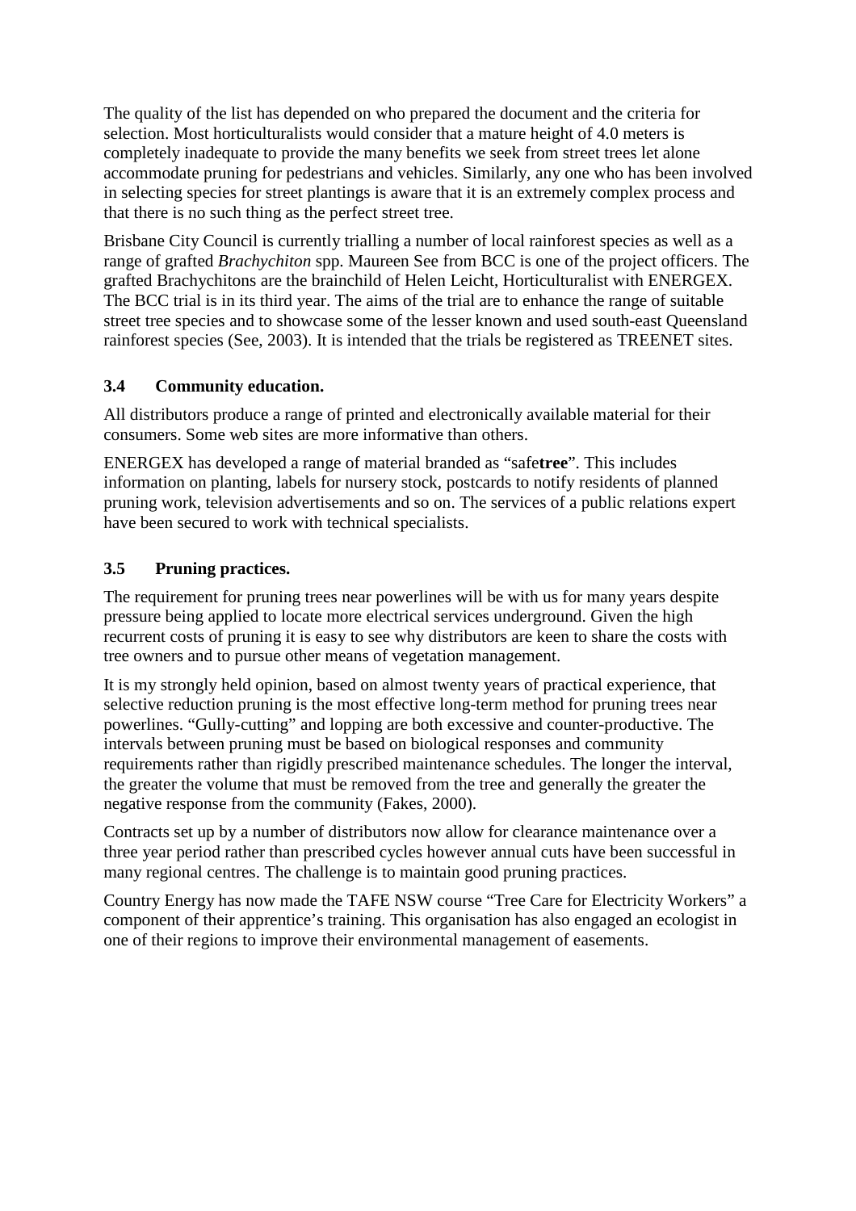The quality of the list has depended on who prepared the document and the criteria for selection. Most horticulturalists would consider that a mature height of 4.0 meters is completely inadequate to provide the many benefits we seek from street trees let alone accommodate pruning for pedestrians and vehicles. Similarly, any one who has been involved in selecting species for street plantings is aware that it is an extremely complex process and that there is no such thing as the perfect street tree.

Brisbane City Council is currently trialling a number of local rainforest species as well as a range of grafted *Brachychiton* spp. Maureen See from BCC is one of the project officers. The grafted Brachychitons are the brainchild of Helen Leicht, Horticulturalist with ENERGEX. The BCC trial is in its third year. The aims of the trial are to enhance the range of suitable street tree species and to showcase some of the lesser known and used south-east Queensland rainforest species (See, 2003). It is intended that the trials be registered as TREENET sites.

### 3.4 Community education.

All distributors produce a range of printed and electronically available material for their consumers. Some web sites are more informative than others.

ENERGEX has developed a range of material branded as "safe**tree**". This includes information on planting, labels for nursery stock, postcards to notify residents of planned pruning work, television advertisements and so on. The services of a public relations expert have been secured to work with technical specialists.

### 3.5 Pruning practices.

The requirement for pruning trees near powerlines will be with us for many years despite pressure being applied to locate more electrical services underground. Given the high recurrent costs of pruning it is easy to see why distributors are keen to share the costs with tree owners and to pursue other means of vegetation management.

It is my strongly held opinion, based on almost twenty years of practical experience, that selective reduction pruning is the most effective long-term method for pruning trees near powerlines. "Gully-cutting" and lopping are both excessive and counter-productive. The intervals between pruning must be based on biological responses and community requirements rather than rigidly prescribed maintenance schedules. The longer the interval, the greater the volume that must be removed from the tree and generally the greater the negative response from the community (Fakes, 2000).

Contracts set up by a number of distributors now allow for clearance maintenance over a three year period rather than prescribed cycles however annual cuts have been successful in many regional centres. The challenge is to maintain good pruning practices.

Country Energy has now made the TAFE NSW course "Tree Care for Electricity Workers" a component of their apprentice's training. This organisation has also engaged an ecologist in one of their regions to improve their environmental management of easements.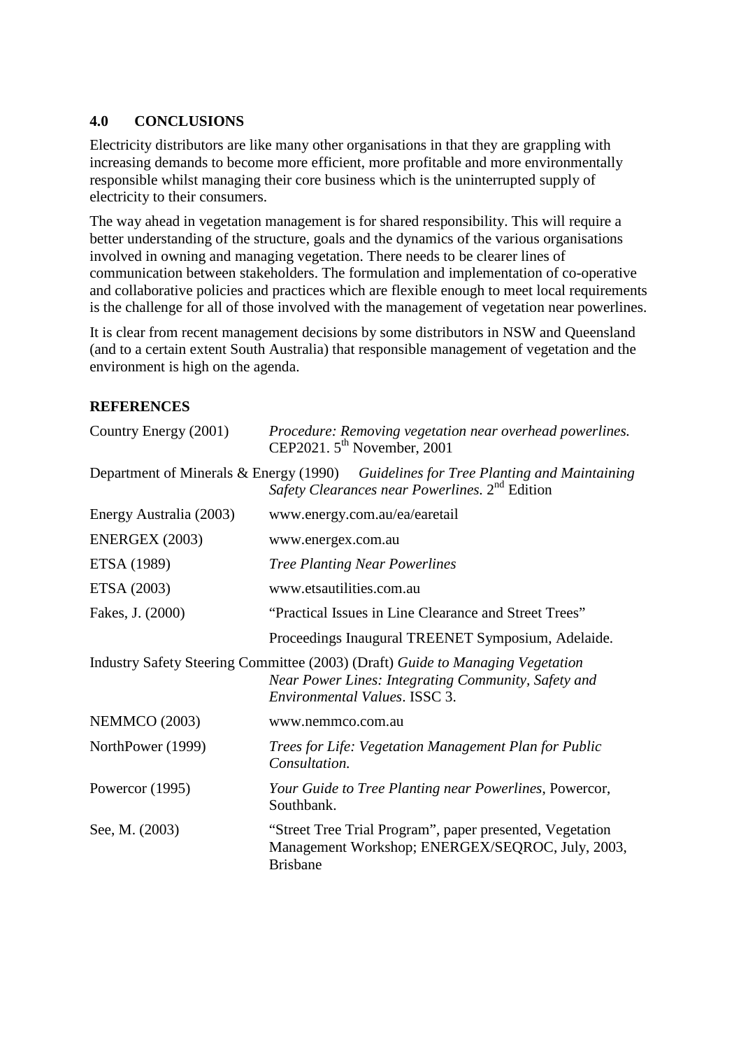## 4.0 CONCLUSIONS

Electricity distributors are like many other organisations in that they are grappling with increasing demands to become more efficient, more profitable and more environmentally responsible whilst managing their core business which is the uninterrupted supply of electricity to their consumers.

The way ahead in vegetation management is for shared responsibility. This will require a better understanding of the structure, goals and the dynamics of the various organisations involved in owning and managing vegetation. There needs to be clearer lines of communication between stakeholders. The formulation and implementation of co-operative and collaborative policies and practices which are flexible enough to meet local requirements is the challenge for all of those involved with the management of vegetation near powerlines.

It is clear from recent management decisions by some distributors in NSW and Queensland (and to a certain extent South Australia) that responsible management of vegetation and the environment is high on the agenda.

## REFERENCES

Country Energy (2001) *Procedure: Removing vegetation near overhead powerlines.* CEP2021. 5th November, 2001

Department of Minerals & Energy (1990) *Guidelines for Tree Planting and Maintaining Safety Clearances near Powerlines.* 2nd Edition

Energy Australia (2003) www.energy.com.au/ea/earetail

ENERGEX (2003) www.energex.com.au

ETSA (1989) *Tree Planting Near Powerlines*

ETSA (2003) www.etsautilities.com.au

Fakes, J. (2000) "Practical Issues in Line Clearance and Street Trees" Proceedings Inaugural TREENET Symposium, Adelaide.

Industry Safety Steering Committee (2003) (Draft) *Guide to Managing Vegetation Near Power Lines: Integrating Community, Safety and Environmental Values*. ISSC 3.

NEMMCO (2003) www.nemmco.com.au

NorthPower (1999) *Trees for Life: Vegetation Management Plan for Public Consultation.*

Powercor (1995) *Your Guide to Tree Planting near Powerlines*, Powercor, Southbank.

See, M. (2003) "Street Tree Trial Program", paper presented, Vegetation Management Workshop; ENERGEX/SEQROC, July, 2003, Brisbane